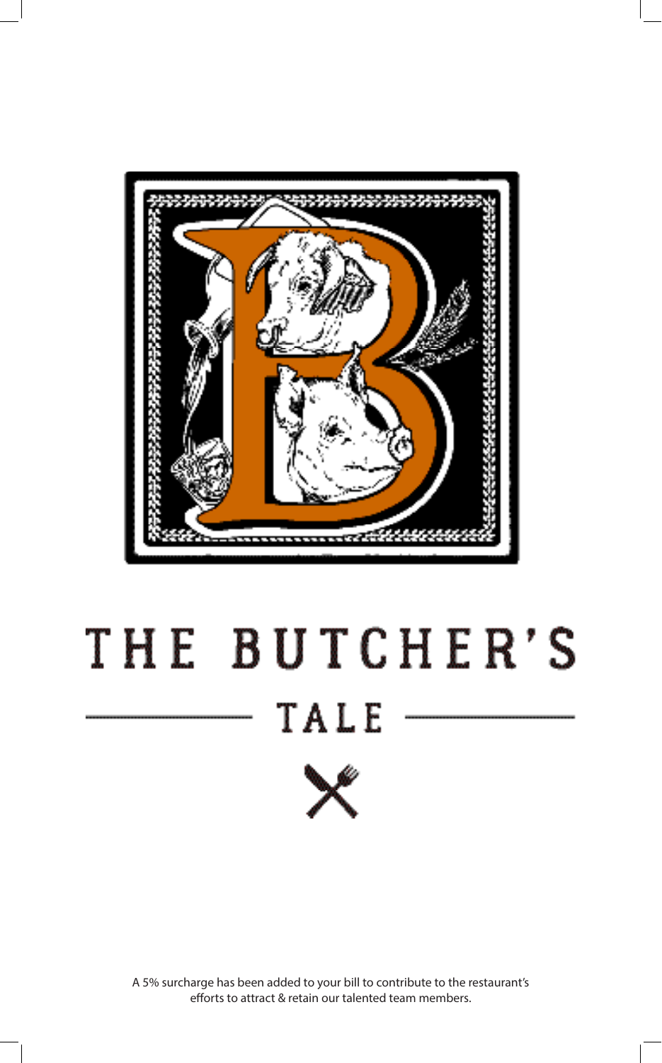# THE BUTCHER'S

## TALE

A 5% surcharge has been added to your bill to contribute to the restaurant's efforts to attract & retain our talented team members.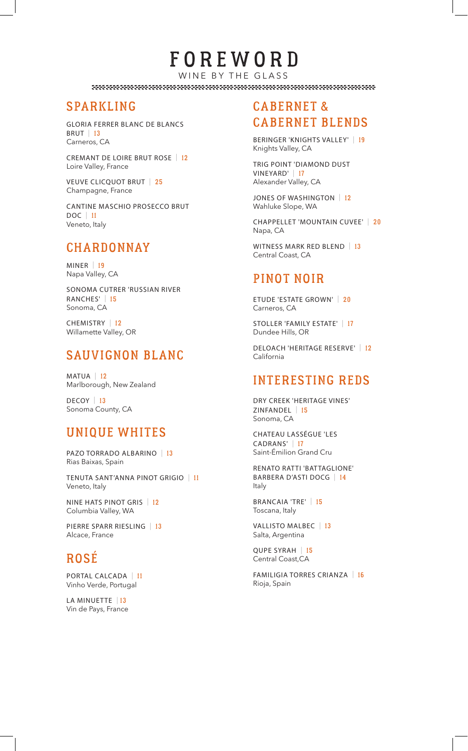# FOREWORD

WINE BY THE GLASS

## SPARKLING

GLORIA FERRER BLANC DE BLANCS BRUT | 13
Carneros, CA

CREMANT DE LOIRE BRUT ROSE | 12
Loire Valley, France

VEUVE CLICQUOT BRUT | 25
Champagne, France

CANTINE MASCHIO PROSECCO BRUT DOC | 11
Veneto, Italy

## CHARDONNAY

MINER | 19
Napa Valley, CA

SONOMA CUTRER 'RUSSIAN RIVER RANCHES' | 15
Sonoma, CA

CHEMISTRY | 12
Willamette Valley, OR

## SAUVIGNON BLANC

MATUA | 12
Marlborough, New Zealand

DECOY | 13
Sonoma County, CA

## UNIQUE WHITES

PAZO TORRADO ALBARINO | 13
Rias Baixas, Spain

TENUTA SANT'ANNA PINOT GRIGIO | 11
Veneto, Italy

NINE HATS PINOT GRIS | 12
Columbia Valley, WA

PIERRE SPARR RIESLING | 13
Alcace, France

## ROSÉ

PORTAL CALCADA | 11
Vinho Verde, Portugal

LA MINUETTE | 13
Vin de Pays, France

## CABERNET & CABERNET BLENDS

BERINGER 'KNIGHTS VALLEY' | 19
Knights Valley, CA

TRIG POINT 'DIAMOND DUST VINEYARD' | 17
Alexander Valley, CA

JONES OF WASHINGTON | 12
Wahluke Slope, WA

CHAPPELLET 'MOUNTAIN CUVEE' | 20
Napa, CA

WITNESS MARK RED BLEND | 13
Central Coast, CA

## PINOT NOIR

ETUDE 'ESTATE GROWN' | 20
Carneros, CA

STOLLER 'FAMILY ESTATE' | 17
Dundee Hills, OR

DELOACH 'HERITAGE RESERVE' | 12
California

## INTERESTING REDS

DRY CREEK 'HERITAGE VINES' ZINFANDEL | 15
Sonoma, CA

CHATEAU LASSÉGUE 'LES CADRANS' | 17
Saint-Émilion Grand Cru

RENATO RATTI 'BATTAGLIONE' BARBERA D'ASTI DOCG | 14
Italy

BRANCAIA 'TRE' | 15
Toscana, Italy

VALLISTO MALBEC | 13
Salta, Argentina

QUPE SYRAH | 15
Central Coast,CA

FAMILIGIA TORRES CRIANZA | 16
Rioja, Spain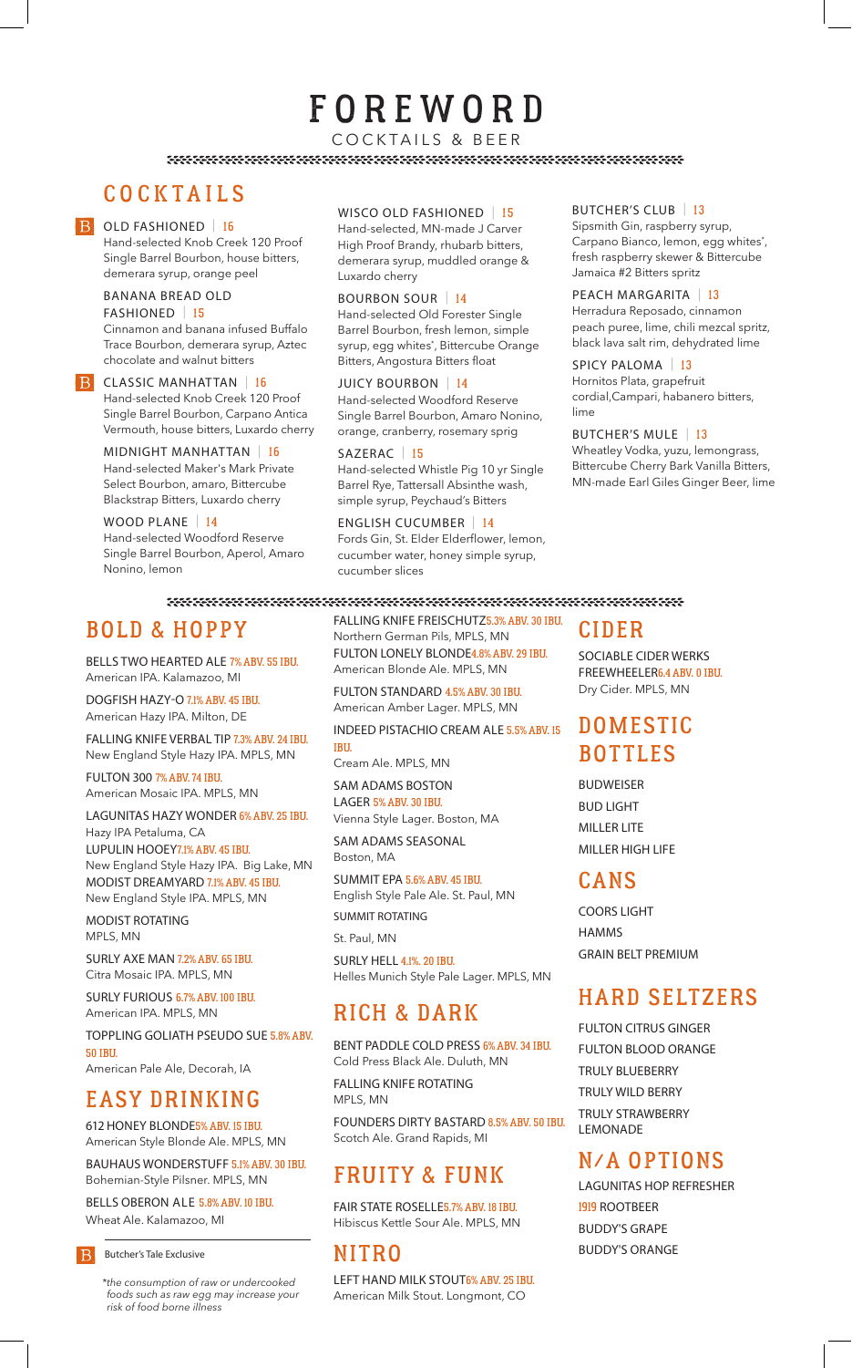# FOREWORD

COCKTAILS & BEER

## COCKTAILS

**B** OLD FASHIONED | 16
Hand-selected Knob Creek 120 Proof Single Barrel Bourbon, house bitters, demerara syrup, orange peel

BANANA BREAD OLD FASHIONED | 15
Cinnamon and banana infused Buffalo Trace Bourbon, demerara syrup, Aztec chocolate and walnut bitters

**B** CLASSIC MANHATTAN | 16
Hand-selected Knob Creek 120 Proof Single Barrel Bourbon, Carpano Antica Vermouth, house bitters, Luxardo cherry

MIDNIGHT MANHATTAN | 16
Hand-selected Maker's Mark Private Select Bourbon, amaro, Bittercube Blackstrap Bitters, Luxardo cherry

WOOD PLANE | 14
Hand-selected Woodford Reserve Single Barrel Bourbon, Aperol, Amaro Nonino, lemon

WISCO OLD FASHIONED | 15
Hand-selected, MN-made J Carver High Proof Brandy, rhubarb bitters, demerara syrup, muddled orange & Luxardo cherry

BOURBON SOUR | 14
Hand-selected Old Forester Single Barrel Bourbon, fresh lemon, simple syrup, egg whites*, Bittercube Orange Bitters, Angostura Bitters float

JUICY BOURBON | 14
Hand-selected Woodford Reserve Single Barrel Bourbon, Amaro Nonino, orange, cranberry, rosemary sprig

SAZERAC | 15
Hand-selected Whistle Pig 10 yr Single Barrel Rye, Tattersall Absinthe wash, simple syrup, Peychaud's Bitters

ENGLISH CUCUMBER | 14
Fords Gin, St. Elder Elderflower, lemon, cucumber water, honey simple syrup, cucumber slices

BUTCHER'S CLUB | 13
Sipsmith Gin, raspberry syrup, Carpano Bianco, lemon, egg whites*, fresh raspberry skewer & Bittercube Jamaica #2 Bitters spritz

PEACH MARGARITA | 13
Herradura Reposado, cinnamon peach puree, lime, chili mezcal spritz, black lava salt rim, dehydrated lime

SPICY PALOMA | 13
Hornitos Plata, grapefruit cordial,Campari, habanero bitters, lime

BUTCHER'S MULE | 13
Wheatley Vodka, yuzu, lemongrass, Bittercube Cherry Bark Vanilla Bitters, MN-made Earl Giles Ginger Beer, lime

## BOLD & HOPPY

BELLS TWO HEARTED ALE 7% ABV. 55 IBU.
American IPA. Kalamazoo, MI

DOGFISH HAZY-O 7.1% ABV. 45 IBU.
American Hazy IPA. Milton, DE

FALLING KNIFE VERBAL TIP 7.3% ABV. 24 IBU.
New England Style Hazy IPA. MPLS, MN

FULTON 300 7% ABV. 74 IBU.
American Mosaic IPA. MPLS, MN

LAGUNITAS HAZY WONDER 6% ABV. 25 IBU.
Hazy IPA Petaluma, CA

LUPULIN HOOEY 7.1% ABV. 45 IBU.
New England Style Hazy IPA. Big Lake, MN

MODIST DREAMYARD 7.1% ABV. 45 IBU.
New England Style IPA. MPLS, MN

MODIST ROTATING
MPLS, MN

SURLY AXE MAN 7.2% ABV. 65 IBU.
Citra Mosaic IPA. MPLS, MN

SURLY FURIOUS 6.7% ABV. 100 IBU.
American IPA. MPLS, MN

TOPPLING GOLIATH PSEUDO SUE 5.8% ABV. 50 IBU.
American Pale Ale, Decorah, IA

## EASY DRINKING

612 HONEY BLONDE 5% ABV. 15 IBU.
American Style Blonde Ale. MPLS, MN

BAUHAUS WONDERSTUFF 5.1% ABV. 30 IBU.
Bohemian-Style Pilsner. MPLS, MN

BELLS OBERON ALE 5.8% ABV. 10 IBU.
Wheat Ale. Kalamazoo, MI

FALLING KNIFE FREISCHUTZ 5.3% ABV. 30 IBU.
Northern German Pils, MPLS, MN

FULTON LONELY BLONDE 4.8% ABV. 29 IBU.
American Blonde Ale. MPLS, MN

FULTON STANDARD 4.5% ABV. 30 IBU.
American Amber Lager. MPLS, MN

INDEED PISTACHIO CREAM ALE 5.5% ABV. 15 IBU.
Cream Ale. MPLS, MN

SAM ADAMS BOSTON LAGER 5% ABV. 30 IBU.
Vienna Style Lager. Boston, MA

SAM ADAMS SEASONAL
Boston, MA

SUMMIT EPA 5.6% ABV. 45 IBU.
English Style Pale Ale. St. Paul, MN

SUMMIT ROTATING
St. Paul, MN

SURLY HELL 4.1%. 20 IBU.
Helles Munich Style Pale Lager. MPLS, MN

## RICH & DARK

BENT PADDLE COLD PRESS 6% ABV. 34 IBU.
Cold Press Black Ale. Duluth, MN

FALLING KNIFE ROTATING
MPLS, MN

FOUNDERS DIRTY BASTARD 8.5% ABV. 50 IBU.
Scotch Ale. Grand Rapids, MI

## FRUITY & FUNK

FAIR STATE ROSELLE 5.7% ABV. 18 IBU.
Hibiscus Kettle Sour Ale. MPLS, MN

## NITRO

LEFT HAND MILK STOUT 6% ABV. 25 IBU.
American Milk Stout. Longmont, CO

## CIDER

SOCIABLE CIDER WERKS FREEWHEELER 6.4 ABV. 0 IBU.
Dry Cider. MPLS, MN

## DOMESTIC BOTTLES

BUDWEISER
BUD LIGHT
MILLER LITE
MILLER HIGH LIFE

## CANS

COORS LIGHT
HAMMS
GRAIN BELT PREMIUM

## HARD SELTZERS

FULTON CITRUS GINGER
FULTON BLOOD ORANGE
TRULY BLUEBERRY
TRULY WILD BERRY
TRULY STRAWBERRY LEMONADE

## N/A OPTIONS

LAGUNITAS HOP REFRESHER
1919 ROOTBEER
BUDDY'S GRAPE
BUDDY'S ORANGE

**B** Butcher's Tale Exclusive

*the consumption of raw or undercooked foods such as raw egg may increase your risk of food borne illness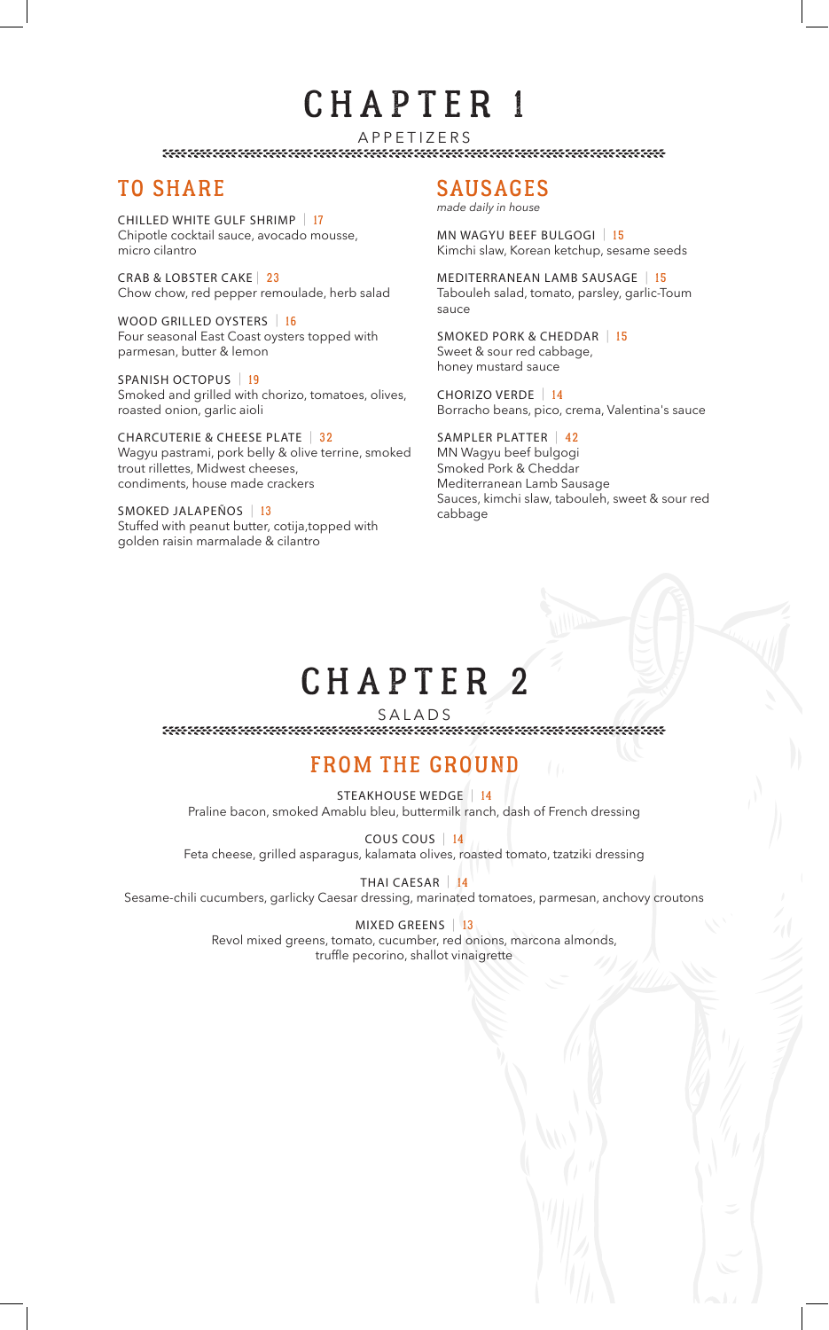# CHAPTER 1

APPETIZERS

## TO SHARE

CHILLED WHITE GULF SHRIMP | 17
Chipotle cocktail sauce, avocado mousse, micro cilantro

CRAB & LOBSTER CAKE | 23
Chow chow, red pepper remoulade, herb salad

WOOD GRILLED OYSTERS | 16
Four seasonal East Coast oysters topped with parmesan, butter & lemon

SPANISH OCTOPUS | 19
Smoked and grilled with chorizo, tomatoes, olives, roasted onion, garlic aioli

CHARCUTERIE & CHEESE PLATE | 32
Wagyu pastrami, pork belly & olive terrine, smoked trout rillettes, Midwest cheeses, condiments, house made crackers

SMOKED JALAPEÑOS | 13
Stuffed with peanut butter, cotija,topped with golden raisin marmalade & cilantro

## SAUSAGES

*made daily in house*

MN WAGYU BEEF BULGOGI | 15
Kimchi slaw, Korean ketchup, sesame seeds

MEDITERRANEAN LAMB SAUSAGE | 15
Tabouleh salad, tomato, parsley, garlic-Toum sauce

SMOKED PORK & CHEDDAR | 15
Sweet & sour red cabbage, honey mustard sauce

CHORIZO VERDE | 14
Borracho beans, pico, crema, Valentina's sauce

SAMPLER PLATTER | 42
MN Wagyu beef bulgogi
Smoked Pork & Cheddar
Mediterranean Lamb Sausage
Sauces, kimchi slaw, tabouleh, sweet & sour red cabbage

# CHAPTER 2

SALADS

## FROM THE GROUND

STEAKHOUSE WEDGE | 14
Praline bacon, smoked Amablu bleu, buttermilk ranch, dash of French dressing

COUS COUS | 14
Feta cheese, grilled asparagus, kalamata olives, roasted tomato, tzatziki dressing

THAI CAESAR | 14
Sesame-chili cucumbers, garlicky Caesar dressing, marinated tomatoes, parmesan, anchovy croutons

MIXED GREENS | 13
Revol mixed greens, tomato, cucumber, red onions, marcona almonds, truffle pecorino, shallot vinaigrette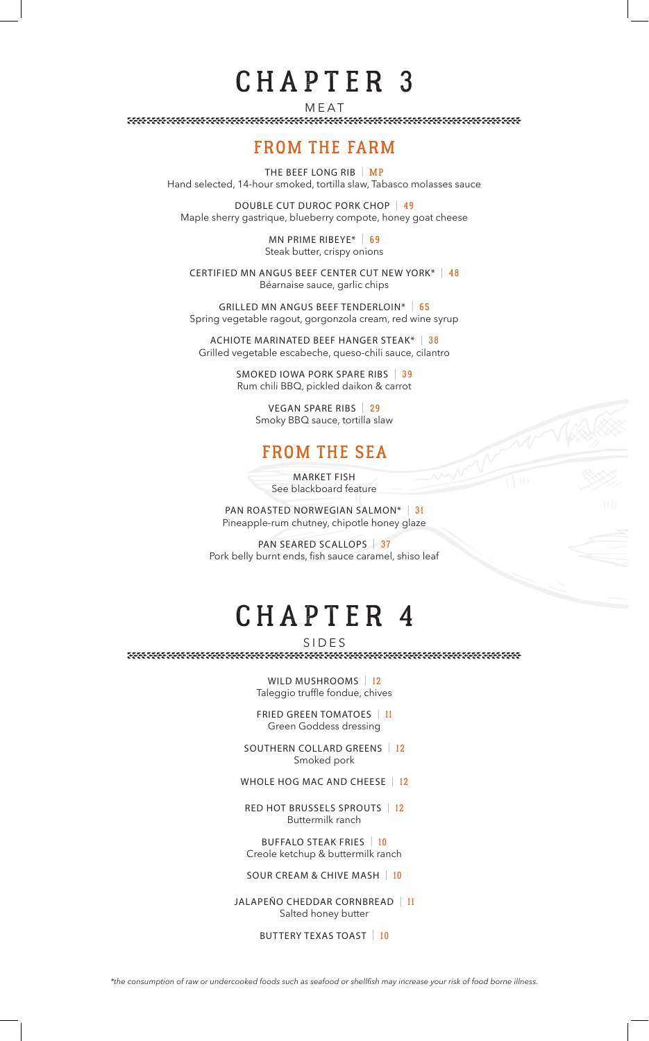# CHAPTER 3

MEAT

## FROM THE FARM

THE BEEF LONG RIB | MP
Hand selected, 14-hour smoked, tortilla slaw, Tabasco molasses sauce

DOUBLE CUT DUROC PORK CHOP | 49
Maple sherry gastrique, blueberry compote, honey goat cheese

MN PRIME RIBEYE* | 69
Steak butter, crispy onions

CERTIFIED MN ANGUS BEEF CENTER CUT NEW YORK* | 48
Béarnaise sauce, garlic chips

GRILLED MN ANGUS BEEF TENDERLOIN* | 65
Spring vegetable ragout, gorgonzola cream, red wine syrup

ACHIOTE MARINATED BEEF HANGER STEAK* | 38
Grilled vegetable escabeche, queso-chili sauce, cilantro

SMOKED IOWA PORK SPARE RIBS | 39
Rum chili BBQ, pickled daikon & carrot

VEGAN SPARE RIBS | 29
Smoky BBQ sauce, tortilla slaw

## FROM THE SEA

MARKET FISH
See blackboard feature

PAN ROASTED NORWEGIAN SALMON* | 31
Pineapple-rum chutney, chipotle honey glaze

PAN SEARED SCALLOPS | 37
Pork belly burnt ends, fish sauce caramel, shiso leaf

# CHAPTER 4

SIDES

WILD MUSHROOMS | 12
Taleggio truffle fondue, chives

FRIED GREEN TOMATOES | 11
Green Goddess dressing

SOUTHERN COLLARD GREENS | 12
Smoked pork

WHOLE HOG MAC AND CHEESE | 12

RED HOT BRUSSELS SPROUTS | 12
Buttermilk ranch

BUFFALO STEAK FRIES | 10
Creole ketchup & buttermilk ranch

SOUR CREAM & CHIVE MASH | 10

JALAPEÑO CHEDDAR CORNBREAD | 11
Salted honey butter

BUTTERY TEXAS TOAST | 10

*\*the consumption of raw or undercooked foods such as seafood or shellfish may increase your risk of food borne illness.*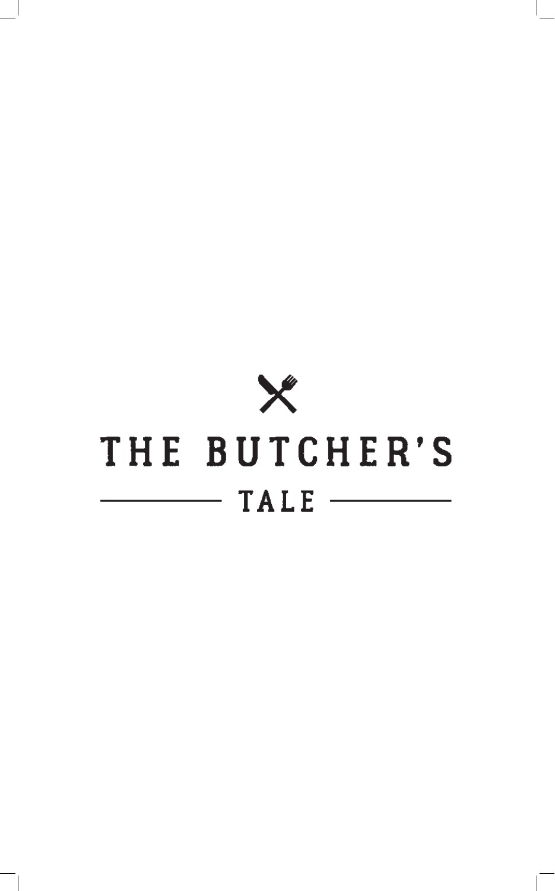# THE BUTCHER'S

## TALE